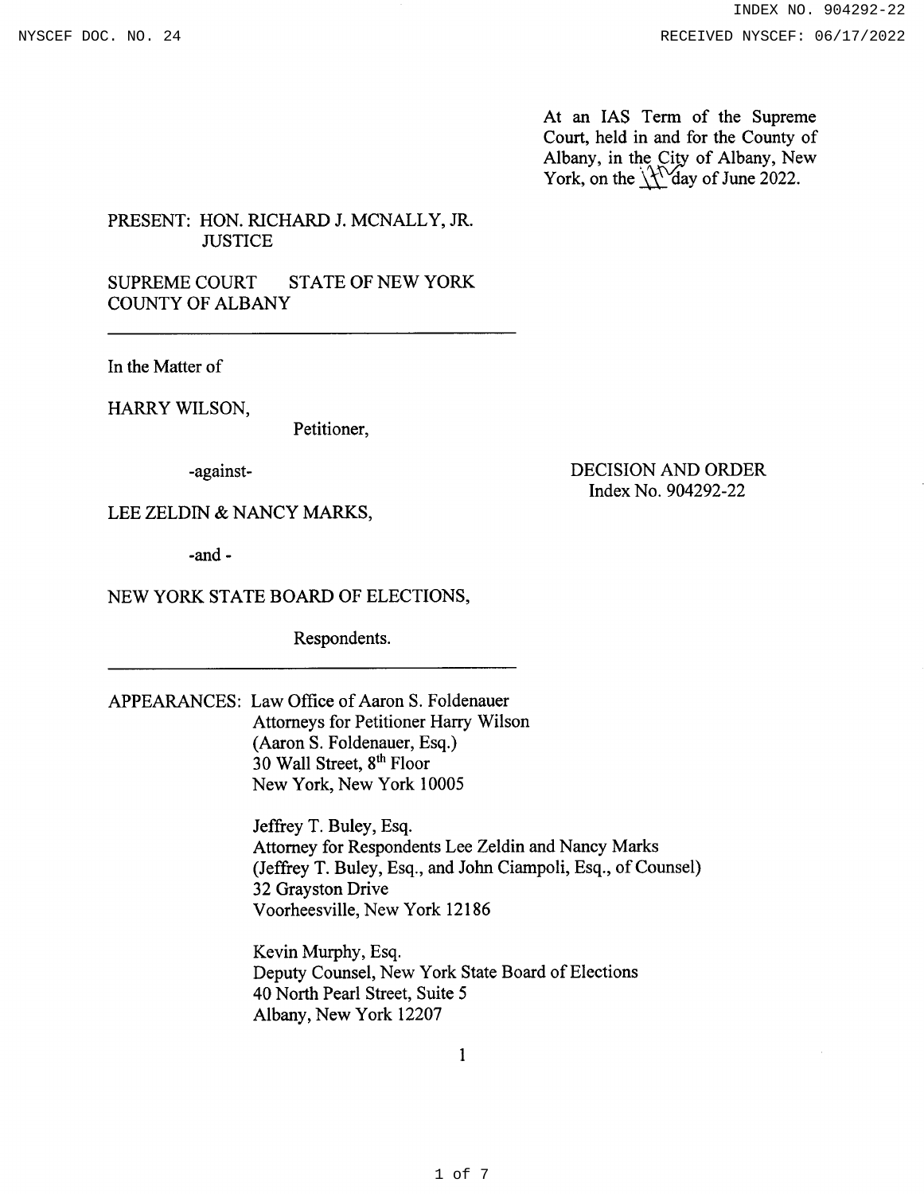At an IAS Term of the Supreme Court, held in and for the County of Albany, in the City of Albany, New York, on the 17th day of June 2022.

PRESENT: HON. RICHARD J. MCNALLY, JR.
JUSTICE

SUPREME COURT STATE OF NEW YORK
COUNTY OF ALBANY

---

In the Matter of

HARRY WILSON,

Petitioner,

-against-

LEE ZELDIN & NANCY MARKS,

-and -

NEW YORK STATE BOARD OF ELECTIONS,

Respondents.

---

DECISION AND ORDER
Index No. 904292-22

APPEARANCES: Law Office of Aaron S. Foldenauer
Attorneys for Petitioner Harry Wilson
(Aaron S. Foldenauer, Esq.)
30 Wall Street, 8th Floor
New York, New York 10005

Jeffrey T. Buley, Esq.
Attorney for Respondents Lee Zeldin and Nancy Marks
(Jeffrey T. Buley, Esq., and John Ciampoli, Esq., of Counsel)
32 Grayston Drive
Voorheesville, New York 12186

Kevin Murphy, Esq.
Deputy Counsel, New York State Board of Elections
40 North Pearl Street, Suite 5
Albany, New York 12207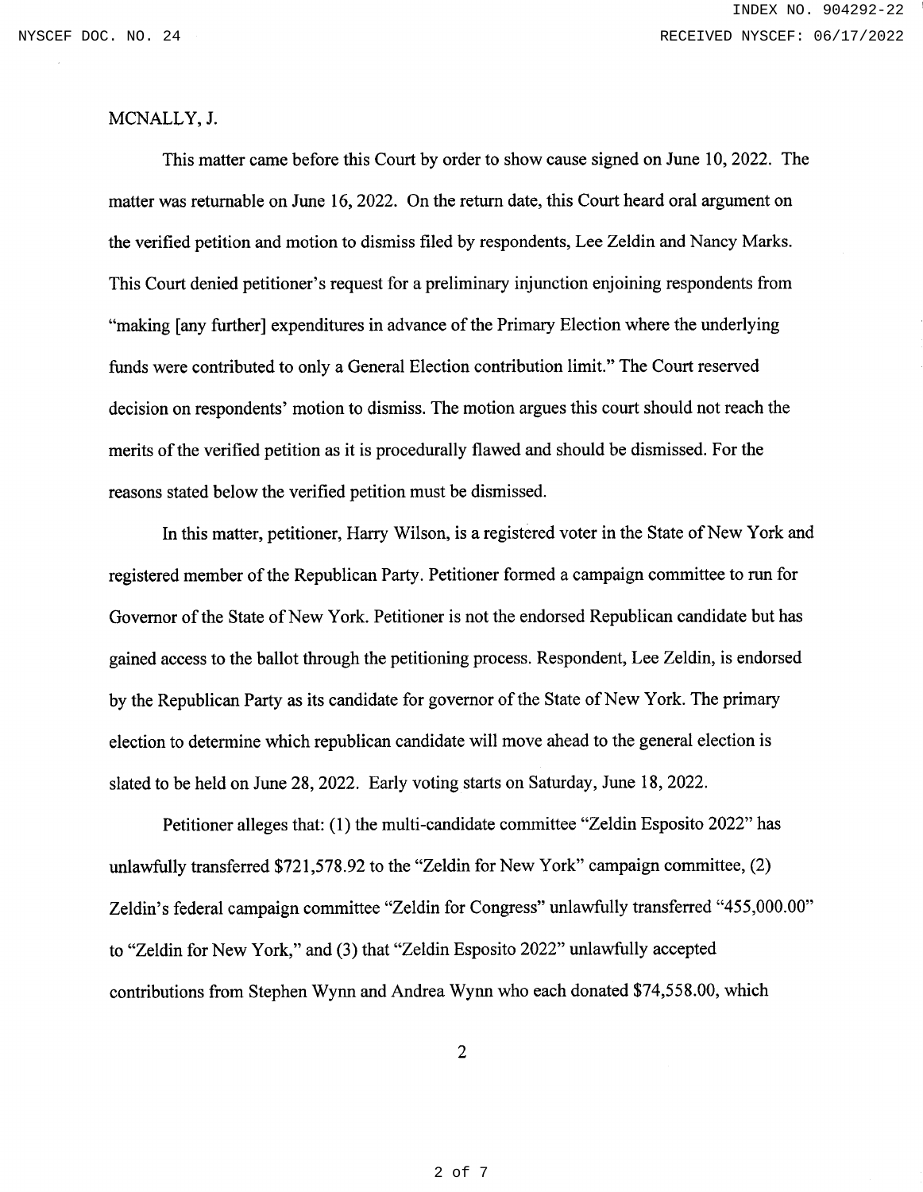MCNALLY, J.

This matter came before this Court by order to show cause signed on June 10, 2022. The matter was returnable on June 16, 2022. On the return date, this Court heard oral argument on the verified petition and motion to dismiss filed by respondents, Lee Zeldin and Nancy Marks. This Court denied petitioner's request for a preliminary injunction enjoining respondents from "making [any further] expenditures in advance of the Primary Election where the underlying funds were contributed to only a General Election contribution limit." The Court reserved decision on respondents' motion to dismiss. The motion argues this court should not reach the merits of the verified petition as it is procedurally flawed and should be dismissed. For the reasons stated below the verified petition must be dismissed.

In this matter, petitioner, Harry Wilson, is a registered voter in the State of New York and registered member of the Republican Party. Petitioner formed a campaign committee to run for Governor of the State of New York. Petitioner is not the endorsed Republican candidate but has gained access to the ballot through the petitioning process. Respondent, Lee Zeldin, is endorsed by the Republican Party as its candidate for governor of the State of New York. The primary election to determine which republican candidate will move ahead to the general election is slated to be held on June 28, 2022. Early voting starts on Saturday, June 18, 2022.

Petitioner alleges that: (1) the multi-candidate committee "Zeldin Esposito 2022" has unlawfully transferred $721,578.92 to the "Zeldin for New York" campaign committee, (2) Zeldin's federal campaign committee "Zeldin for Congress" unlawfully transferred "455,000.00" to "Zeldin for New York," and (3) that "Zeldin Esposito 2022" unlawfully accepted contributions from Stephen Wynn and Andrea Wynn who each donated $74,558.00, which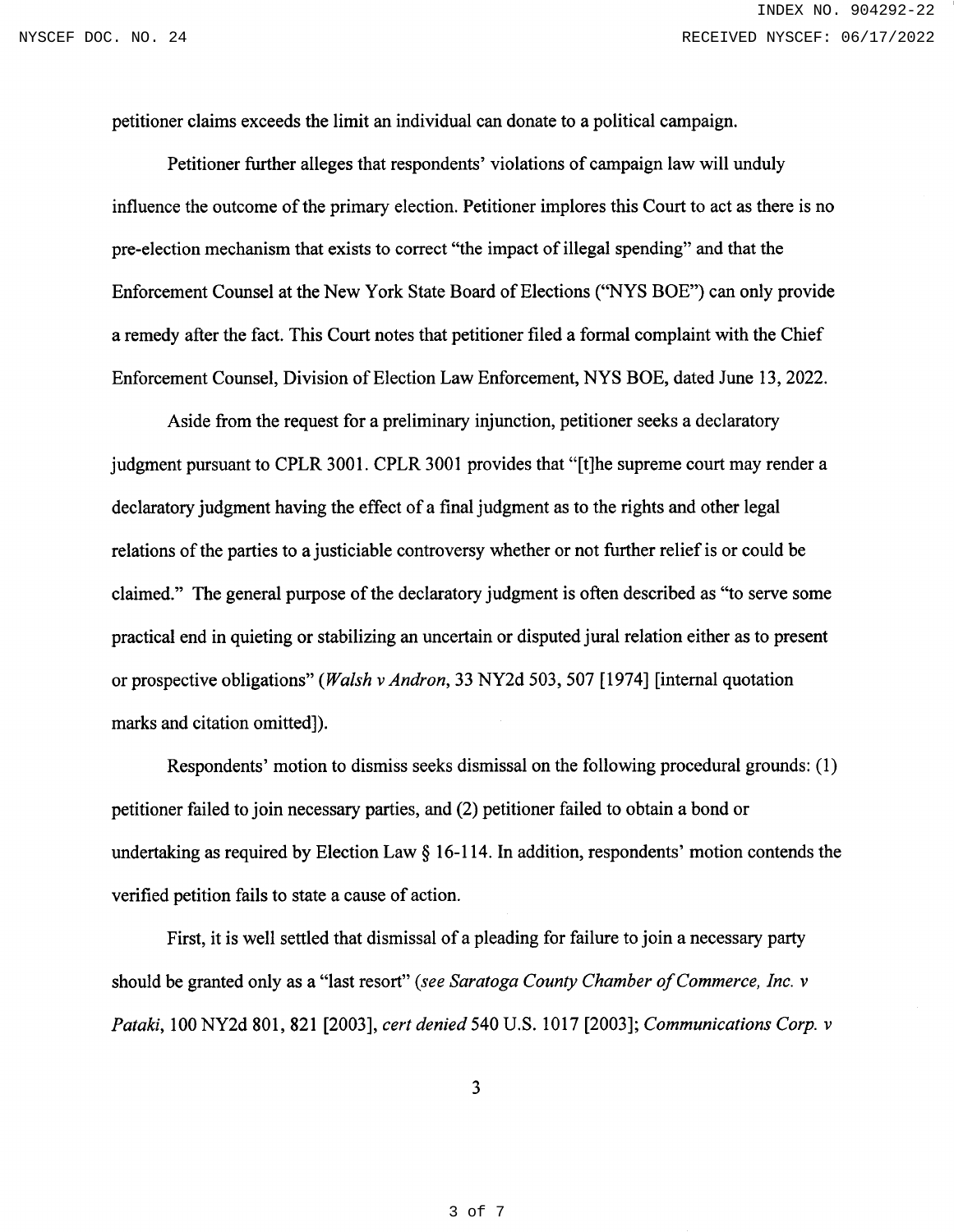petitioner claims exceeds the limit an individual can donate to a political campaign.

Petitioner further alleges that respondents' violations of campaign law will unduly influence the outcome of the primary election. Petitioner implores this Court to act as there is no pre-election mechanism that exists to correct "the impact of illegal spending" and that the Enforcement Counsel at the New York State Board of Elections ("NYS BOE") can only provide a remedy after the fact. This Court notes that petitioner filed a formal complaint with the Chief Enforcement Counsel, Division of Election Law Enforcement, NYS BOE, dated June 13, 2022.

Aside from the request for a preliminary injunction, petitioner seeks a declaratory judgment pursuant to CPLR 3001. CPLR 3001 provides that "[t]he supreme court may render a declaratory judgment having the effect of a final judgment as to the rights and other legal relations of the parties to a justiciable controversy whether or not further relief is or could be claimed." The general purpose of the declaratory judgment is often described as "to serve some practical end in quieting or stabilizing an uncertain or disputed jural relation either as to present or prospective obligations" (*Walsh v Andron*, 33 NY2d 503, 507 [1974] [internal quotation marks and citation omitted]).

Respondents' motion to dismiss seeks dismissal on the following procedural grounds: (1) petitioner failed to join necessary parties, and (2) petitioner failed to obtain a bond or undertaking as required by Election Law § 16-114. In addition, respondents' motion contends the verified petition fails to state a cause of action.

First, it is well settled that dismissal of a pleading for failure to join a necessary party should be granted only as a "last resort" (*see Saratoga County Chamber of Commerce, Inc. v Pataki*, 100 NY2d 801, 821 [2003], *cert denied* 540 U.S. 1017 [2003]; *Communications Corp. v*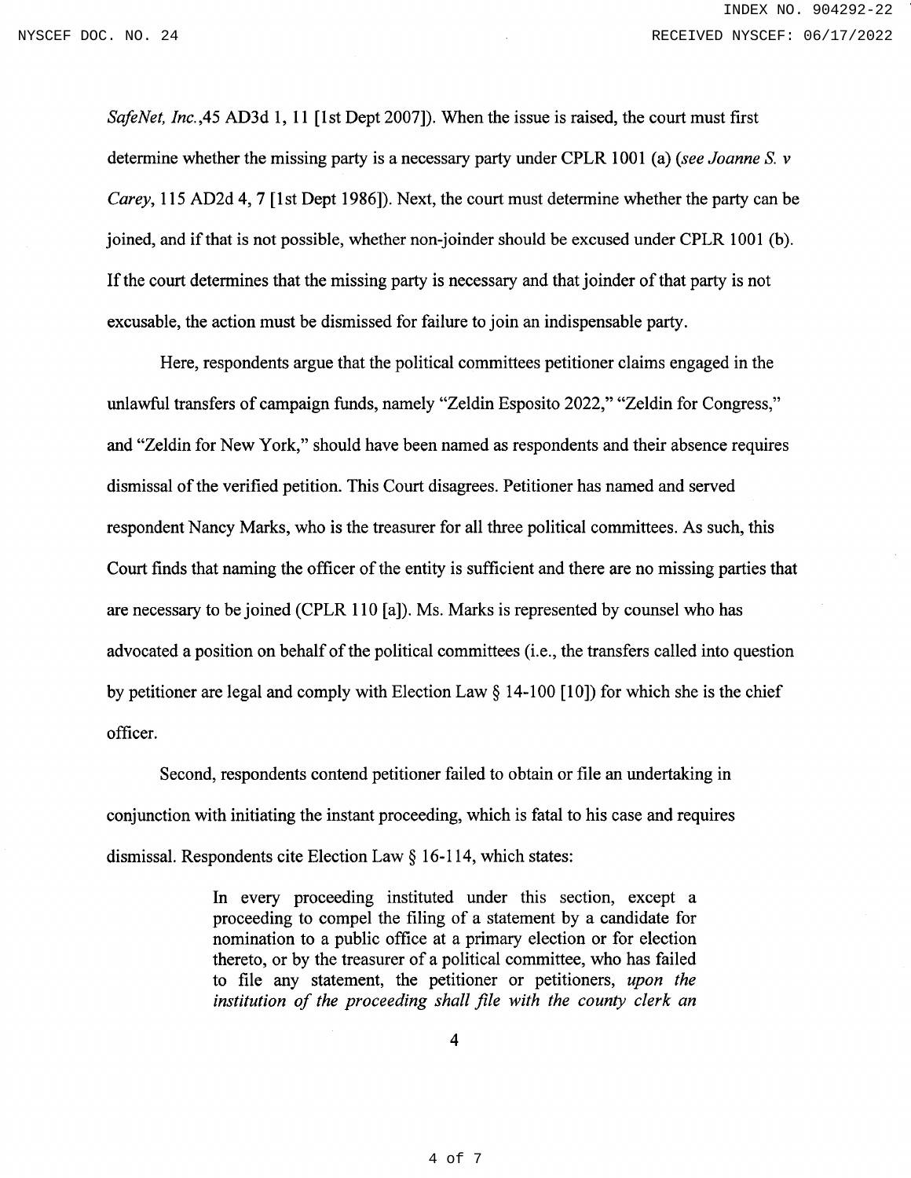*SafeNet, Inc.*,45 AD3d 1, 11 [1st Dept 2007]). When the issue is raised, the court must first determine whether the missing party is a necessary party under CPLR 1001 (a) (*see Joanne S. v Carey*, 115 AD2d 4, 7 [1st Dept 1986]). Next, the court must determine whether the party can be joined, and if that is not possible, whether non-joinder should be excused under CPLR 1001 (b). If the court determines that the missing party is necessary and that joinder of that party is not excusable, the action must be dismissed for failure to join an indispensable party.

Here, respondents argue that the political committees petitioner claims engaged in the unlawful transfers of campaign funds, namely "Zeldin Esposito 2022," "Zeldin for Congress," and "Zeldin for New York," should have been named as respondents and their absence requires dismissal of the verified petition. This Court disagrees. Petitioner has named and served respondent Nancy Marks, who is the treasurer for all three political committees. As such, this Court finds that naming the officer of the entity is sufficient and there are no missing parties that are necessary to be joined (CPLR 110 [a]). Ms. Marks is represented by counsel who has advocated a position on behalf of the political committees (i.e., the transfers called into question by petitioner are legal and comply with Election Law § 14-100 [10]) for which she is the chief officer.

Second, respondents contend petitioner failed to obtain or file an undertaking in conjunction with initiating the instant proceeding, which is fatal to his case and requires dismissal. Respondents cite Election Law § 16-114, which states:

> In every proceeding instituted under this section, except a proceeding to compel the filing of a statement by a candidate for nomination to a public office at a primary election or for election thereto, or by the treasurer of a political committee, who has failed to file any statement, the petitioner or petitioners, *upon the institution of the proceeding shall file with the county clerk an*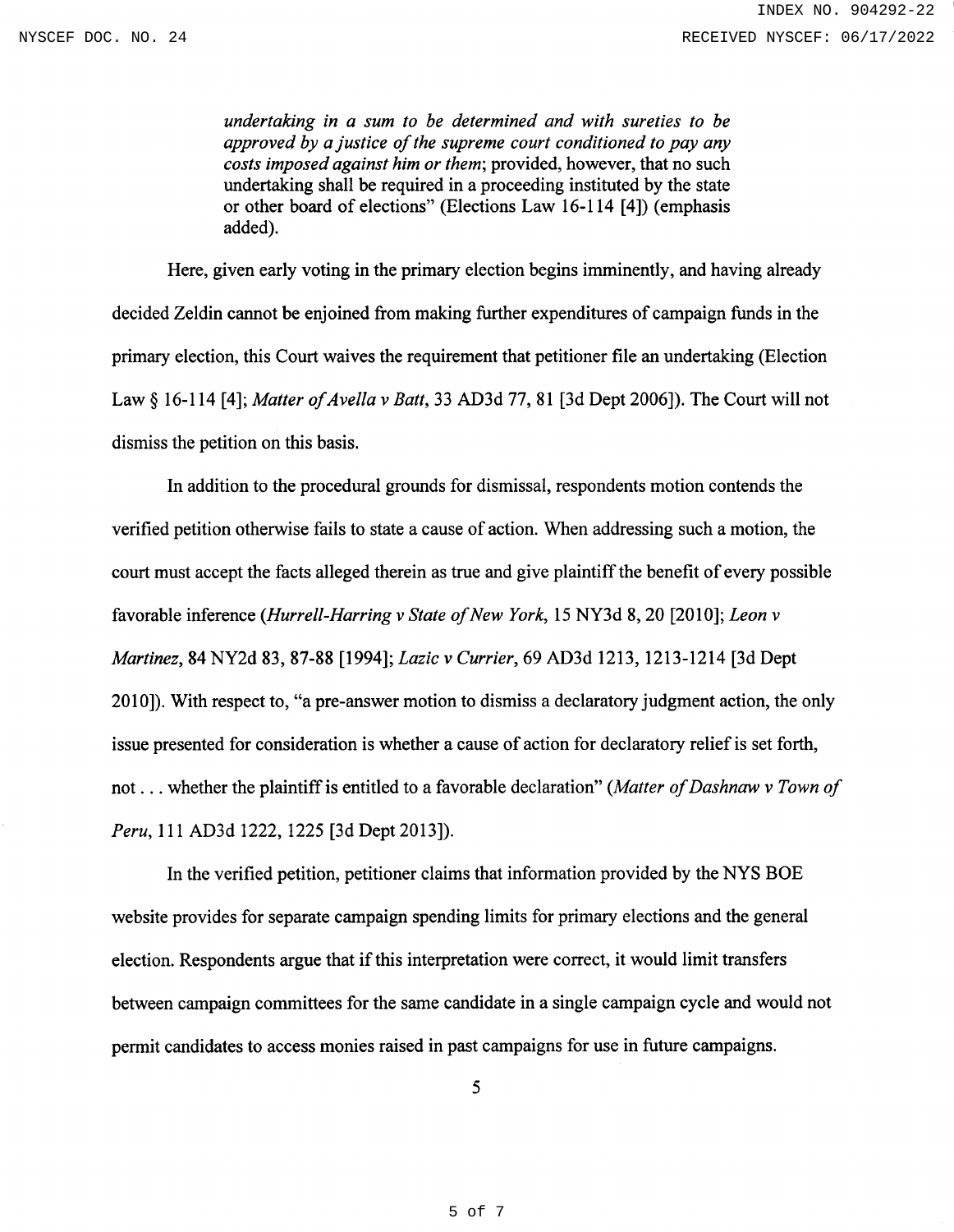> *undertaking in a sum to be determined and with sureties to be approved by a justice of the supreme court conditioned to pay any costs imposed against him or them*; provided, however, that no such undertaking shall be required in a proceeding instituted by the state or other board of elections" (Elections Law 16-114 [4]) (emphasis added).

Here, given early voting in the primary election begins imminently, and having already decided Zeldin cannot be enjoined from making further expenditures of campaign funds in the primary election, this Court waives the requirement that petitioner file an undertaking (Election Law § 16-114 [4]; *Matter of Avella v Batt*, 33 AD3d 77, 81 [3d Dept 2006]). The Court will not dismiss the petition on this basis.

In addition to the procedural grounds for dismissal, respondents motion contends the verified petition otherwise fails to state a cause of action. When addressing such a motion, the court must accept the facts alleged therein as true and give plaintiff the benefit of every possible favorable inference (*Hurrell-Harring v State of New York*, 15 NY3d 8, 20 [2010]; *Leon v Martinez*, 84 NY2d 83, 87-88 [1994]; *Lazic v Currier*, 69 AD3d 1213, 1213-1214 [3d Dept 2010]). With respect to, "a pre-answer motion to dismiss a declaratory judgment action, the only issue presented for consideration is whether a cause of action for declaratory relief is set forth, not . . . whether the plaintiff is entitled to a favorable declaration" (*Matter of Dashnaw v Town of Peru*, 111 AD3d 1222, 1225 [3d Dept 2013]).

In the verified petition, petitioner claims that information provided by the NYS BOE website provides for separate campaign spending limits for primary elections and the general election. Respondents argue that if this interpretation were correct, it would limit transfers between campaign committees for the same candidate in a single campaign cycle and would not permit candidates to access monies raised in past campaigns for use in future campaigns.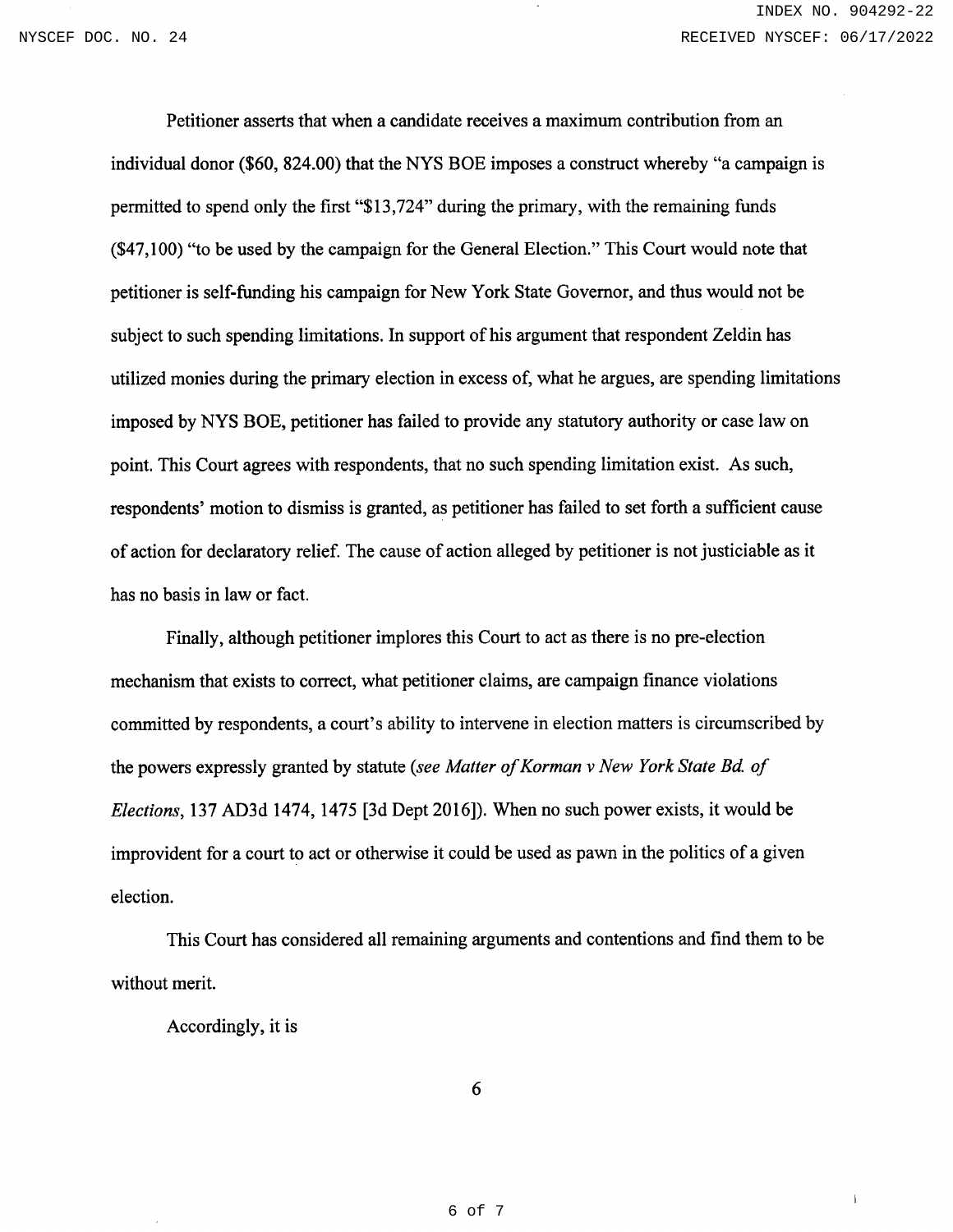Petitioner asserts that when a candidate receives a maximum contribution from an individual donor ($60, 824.00) that the NYS BOE imposes a construct whereby "a campaign is permitted to spend only the first "$13,724" during the primary, with the remaining funds ($47,100) "to be used by the campaign for the General Election." This Court would note that petitioner is self-funding his campaign for New York State Governor, and thus would not be subject to such spending limitations. In support of his argument that respondent Zeldin has utilized monies during the primary election in excess of, what he argues, are spending limitations imposed by NYS BOE, petitioner has failed to provide any statutory authority or case law on point. This Court agrees with respondents, that no such spending limitation exist. As such, respondents' motion to dismiss is granted, as petitioner has failed to set forth a sufficient cause of action for declaratory relief. The cause of action alleged by petitioner is not justiciable as it has no basis in law or fact.

Finally, although petitioner implores this Court to act as there is no pre-election mechanism that exists to correct, what petitioner claims, are campaign finance violations committed by respondents, a court's ability to intervene in election matters is circumscribed by the powers expressly granted by statute (*see Matter of Korman v New York State Bd. of Elections*, 137 AD3d 1474, 1475 [3d Dept 2016]). When no such power exists, it would be improvident for a court to act or otherwise it could be used as pawn in the politics of a given election.

This Court has considered all remaining arguments and contentions and find them to be without merit.

Accordingly, it is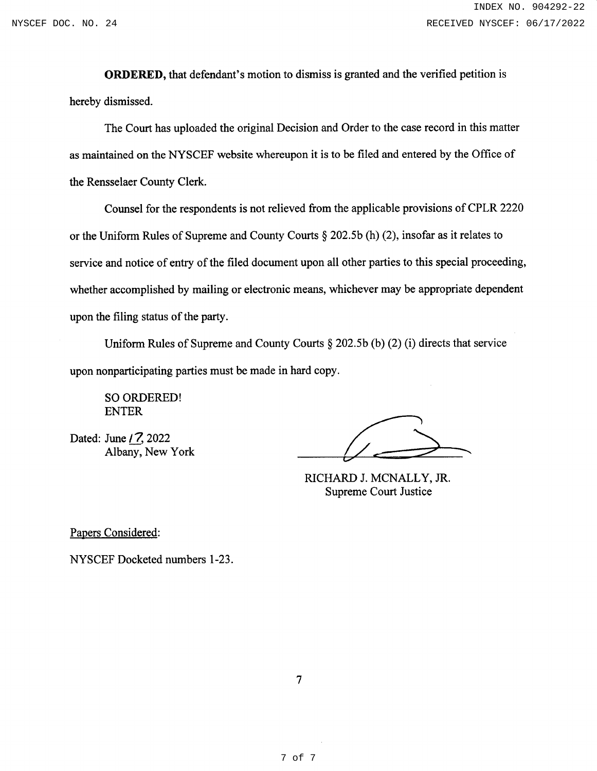**ORDERED,** that defendant's motion to dismiss is granted and the verified petition is hereby dismissed.

The Court has uploaded the original Decision and Order to the case record in this matter as maintained on the NYSCEF website whereupon it is to be filed and entered by the Office of the Rensselaer County Clerk.

Counsel for the respondents is not relieved from the applicable provisions of CPLR 2220 or the Uniform Rules of Supreme and County Courts § 202.5b (h) (2), insofar as it relates to service and notice of entry of the filed document upon all other parties to this special proceeding, whether accomplished by mailing or electronic means, whichever may be appropriate dependent upon the filing status of the party.

Uniform Rules of Supreme and County Courts § 202.5b (b) (2) (i) directs that service upon nonparticipating parties must be made in hard copy.

SO ORDERED!
ENTER

Dated: June 17, 2022
Albany, New York

RICHARD J. MCNALLY, JR.
Supreme Court Justice

Papers Considered:

NYSCEF Docketed numbers 1-23.